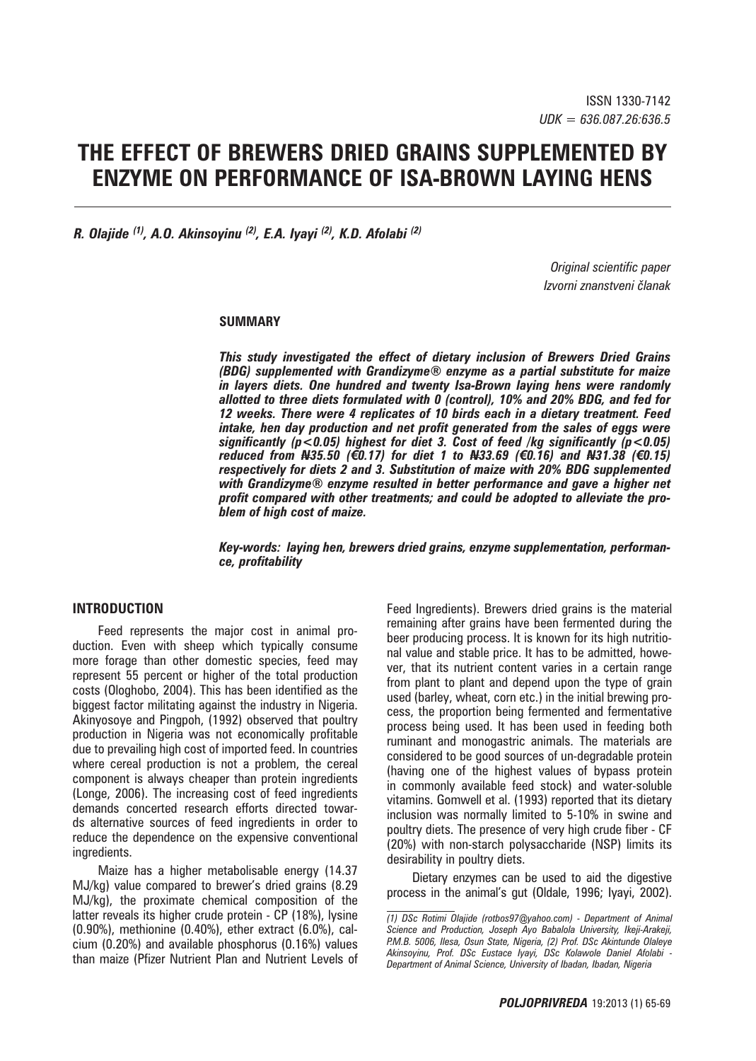ISSN 1330-7142
*UDK = 636.087.26:636.5*

# THE EFFECT OF BREWERS DRIED GRAINS SUPPLEMENTED BY ENZYME ON PERFORMANCE OF ISA-BROWN LAYING HENS

***R. Olajide [(1)], A.O. Akinsoyinu [(2)], E.A. Iyayi [(2)], K.D. Afolabi [(2)]***

*Original scientific paper*
*Izvorni znanstveni članak*

## SUMMARY

***This study investigated the effect of dietary inclusion of Brewers Dried Grains (BDG) supplemented with Grandizyme® enzyme as a partial substitute for maize in layers diets. One hundred and twenty Isa-Brown laying hens were randomly allotted to three diets formulated with 0 (control), 10% and 20% BDG, and fed for 12 weeks. There were 4 replicates of 10 birds each in a dietary treatment. Feed intake, hen day production and net profit generated from the sales of eggs were significantly ($p<0.05$) highest for diet 3. Cost of feed /kg significantly ($p<0.05$) reduced from ₦35.50 (€0.17) for diet 1 to ₦33.69 (€0.16) and ₦31.38 (€0.15) respectively for diets 2 and 3. Substitution of maize with 20% BDG supplemented with Grandizyme® enzyme resulted in better performance and gave a higher net profit compared with other treatments; and could be adopted to alleviate the problem of high cost of maize.***

***Key-words: laying hen, brewers dried grains, enzyme supplementation, performance, profitability***

## INTRODUCTION

Feed represents the major cost in animal production. Even with sheep which typically consume more forage than other domestic species, feed may represent 55 percent or higher of the total production costs (Ologhobo, 2004). This has been identified as the biggest factor militating against the industry in Nigeria. Akinyosoye and Pingpoh, (1992) observed that poultry production in Nigeria was not economically profitable due to prevailing high cost of imported feed. In countries where cereal production is not a problem, the cereal component is always cheaper than protein ingredients (Longe, 2006). The increasing cost of feed ingredients demands concerted research efforts directed towards alternative sources of feed ingredients in order to reduce the dependence on the expensive conventional ingredients.

Maize has a higher metabolisable energy (14.37 MJ/kg) value compared to brewer's dried grains (8.29 MJ/kg), the proximate chemical composition of the latter reveals its higher crude protein - CP (18%), lysine (0.90%), methionine (0.40%), ether extract (6.0%), calcium (0.20%) and available phosphorus (0.16%) values than maize (Pfizer Nutrient Plan and Nutrient Levels of Feed Ingredients). Brewers dried grains is the material remaining after grains have been fermented during the beer producing process. It is known for its high nutritional value and stable price. It has to be admitted, however, that its nutrient content varies in a certain range from plant to plant and depend upon the type of grain used (barley, wheat, corn etc.) in the initial brewing process, the proportion being fermented and fermentative process being used. It has been used in feeding both ruminant and monogastric animals. The materials are considered to be good sources of un-degradable protein (having one of the highest values of bypass protein in commonly available feed stock) and water-soluble vitamins. Gomwell et al. (1993) reported that its dietary inclusion was normally limited to 5-10% in swine and poultry diets. The presence of very high crude fiber - CF (20%) with non-starch polysaccharide (NSP) limits its desirability in poultry diets.

Dietary enzymes can be used to aid the digestive process in the animal's gut (Oldale, 1996; Iyayi, 2002).

---

*(1) DSc Rotimi Olajide (rotbos97@yahoo.com) - Department of Animal Science and Production, Joseph Ayo Babalola University, Ikeji-Arakeji, P.M.B. 5006, Ilesa, Osun State, Nigeria, (2) Prof. DSc Akintunde Olaleye Akinsoyinu, Prof. DSc Eustace Iyayi, DSc Kolawole Daniel Afolabi - Department of Animal Science, University of Ibadan, Ibadan, Nigeria*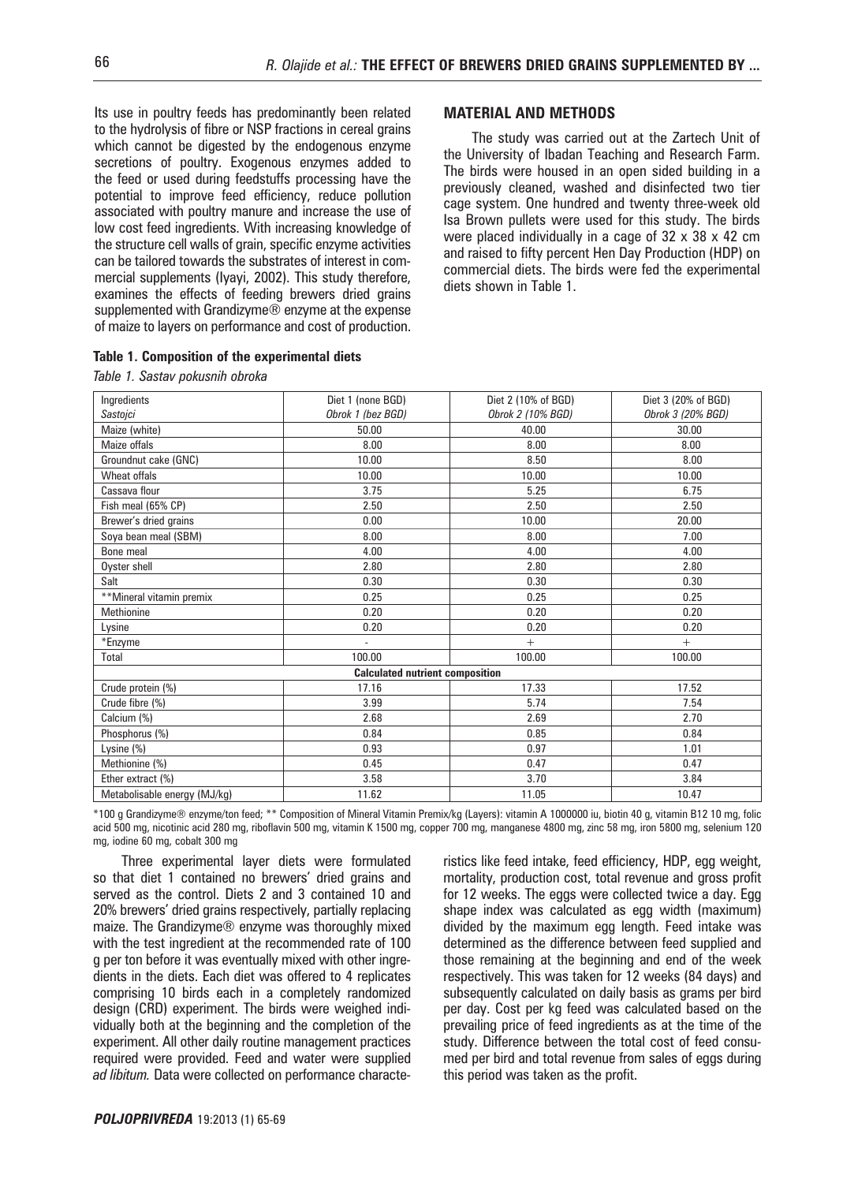Its use in poultry feeds has predominantly been related to the hydrolysis of fibre or NSP fractions in cereal grains which cannot be digested by the endogenous enzyme secretions of poultry. Exogenous enzymes added to the feed or used during feedstuffs processing have the potential to improve feed efficiency, reduce pollution associated with poultry manure and increase the use of low cost feed ingredients. With increasing knowledge of the structure cell walls of grain, specific enzyme activities can be tailored towards the substrates of interest in commercial supplements (Iyayi, 2002). This study therefore, examines the effects of feeding brewers dried grains supplemented with Grandizyme® enzyme at the expense of maize to layers on performance and cost of production.

## MATERIAL AND METHODS

The study was carried out at the Zartech Unit of the University of Ibadan Teaching and Research Farm. The birds were housed in an open sided building in a previously cleaned, washed and disinfected two tier cage system. One hundred and twenty three-week old Isa Brown pullets were used for this study. The birds were placed individually in a cage of 32 x 38 x 42 cm and raised to fifty percent Hen Day Production (HDP) on commercial diets. The birds were fed the experimental diets shown in Table 1.

**Table 1. Composition of the experimental diets**

*Table 1. Sastav pokusnih obroka*

| Ingredients *Sastojci* | Diet 1 (none BGD) *Obrok 1 (bez BGD)* | Diet 2 (10% of BGD) *Obrok 2 (10% BGD)* | Diet 3 (20% of BGD) *Obrok 3 (20% BGD)* |
|---|---|---|---|
| Maize (white) | 50.00 | 40.00 | 30.00 |
| Maize offals | 8.00 | 8.00 | 8.00 |
| Groundnut cake (GNC) | 10.00 | 8.50 | 8.00 |
| Wheat offals | 10.00 | 10.00 | 10.00 |
| Cassava flour | 3.75 | 5.25 | 6.75 |
| Fish meal (65% CP) | 2.50 | 2.50 | 2.50 |
| Brewer's dried grains | 0.00 | 10.00 | 20.00 |
| Soya bean meal (SBM) | 8.00 | 8.00 | 7.00 |
| Bone meal | 4.00 | 4.00 | 4.00 |
| Oyster shell | 2.80 | 2.80 | 2.80 |
| Salt | 0.30 | 0.30 | 0.30 |
| **Mineral vitamin premix | 0.25 | 0.25 | 0.25 |
| Methionine | 0.20 | 0.20 | 0.20 |
| Lysine | 0.20 | 0.20 | 0.20 |
| *Enzyme | - | + | + |
| Total | 100.00 | 100.00 | 100.00 |
| **Calculated nutrient composition** | | | |
| Crude protein (%) | 17.16 | 17.33 | 17.52 |
| Crude fibre (%) | 3.99 | 5.74 | 7.54 |
| Calcium (%) | 2.68 | 2.69 | 2.70 |
| Phosphorus (%) | 0.84 | 0.85 | 0.84 |
| Lysine (%) | 0.93 | 0.97 | 1.01 |
| Methionine (%) | 0.45 | 0.47 | 0.47 |
| Ether extract (%) | 3.58 | 3.70 | 3.84 |
| Metabolisable energy (MJ/kg) | 11.62 | 11.05 | 10.47 |

*100 g Grandizyme® enzyme/ton feed; ** Composition of Mineral Vitamin Premix/kg (Layers): vitamin A 1000000 iu, biotin 40 g, vitamin B12 10 mg, folic acid 500 mg, nicotinic acid 280 mg, riboflavin 500 mg, vitamin K 1500 mg, copper 700 mg, manganese 4800 mg, zinc 58 mg, iron 5800 mg, selenium 120 mg, iodine 60 mg, cobalt 300 mg

Three experimental layer diets were formulated so that diet 1 contained no brewers' dried grains and served as the control. Diets 2 and 3 contained 10 and 20% brewers' dried grains respectively, partially replacing maize. The Grandizyme® enzyme was thoroughly mixed with the test ingredient at the recommended rate of 100 g per ton before it was eventually mixed with other ingredients in the diets. Each diet was offered to 4 replicates comprising 10 birds each in a completely randomized design (CRD) experiment. The birds were weighed individually both at the beginning and the completion of the experiment. All other daily routine management practices required were provided. Feed and water were supplied *ad libitum.* Data were collected on performance characteristics like feed intake, feed efficiency, HDP, egg weight, mortality, production cost, total revenue and gross profit for 12 weeks. The eggs were collected twice a day. Egg shape index was calculated as egg width (maximum) divided by the maximum egg length. Feed intake was determined as the difference between feed supplied and those remaining at the beginning and end of the week respectively. This was taken for 12 weeks (84 days) and subsequently calculated on daily basis as grams per bird per day. Cost per kg feed was calculated based on the prevailing price of feed ingredients as at the time of the study. Difference between the total cost of feed consumed per bird and total revenue from sales of eggs during this period was taken as the profit.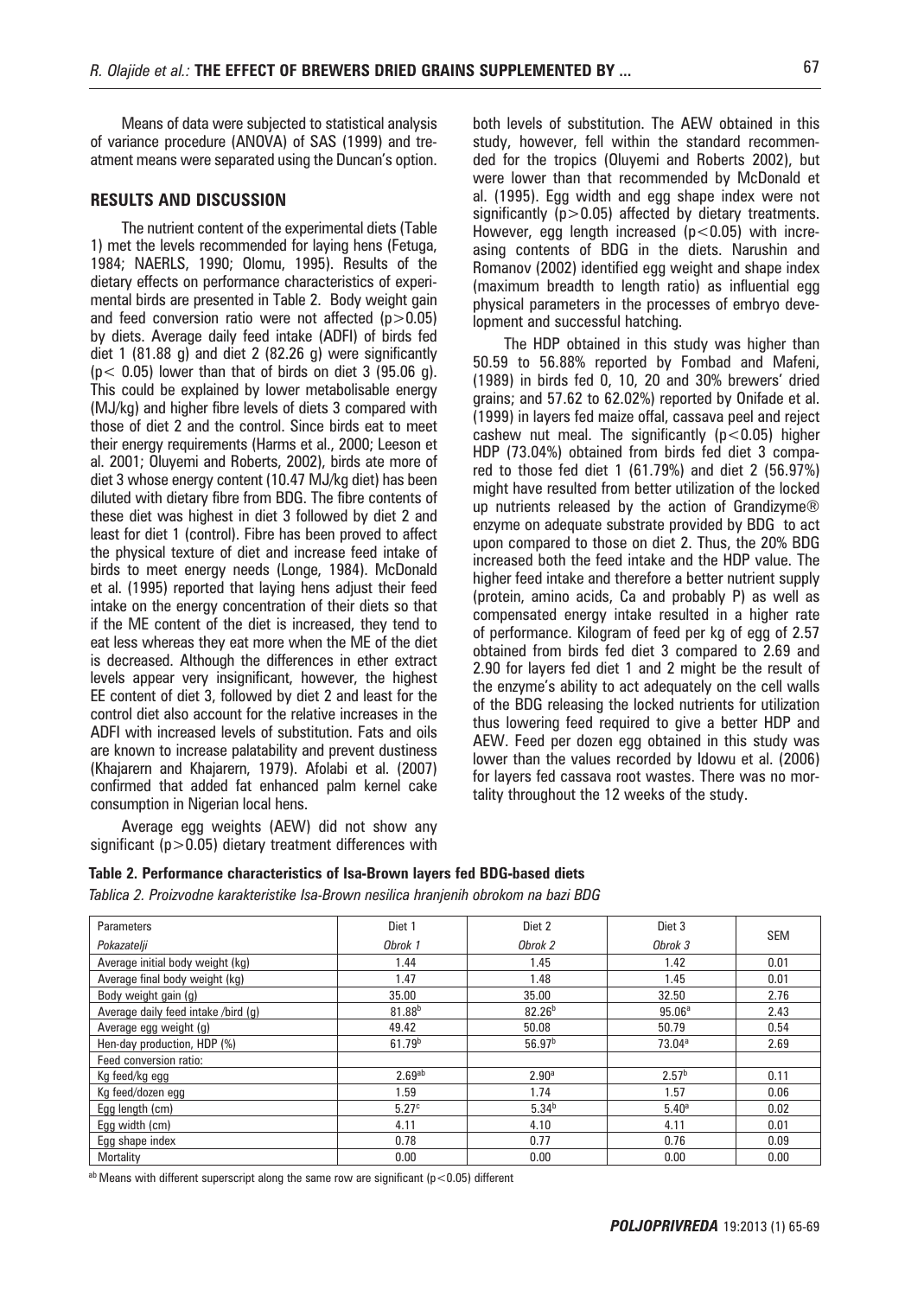Means of data were subjected to statistical analysis of variance procedure (ANOVA) of SAS (1999) and treatment means were separated using the Duncan's option.

## RESULTS AND DISCUSSION

The nutrient content of the experimental diets (Table 1) met the levels recommended for laying hens (Fetuga, 1984; NAERLS, 1990; Olomu, 1995). Results of the dietary effects on performance characteristics of experimental birds are presented in Table 2. Body weight gain and feed conversion ratio were not affected ($p>0.05$) by diets. Average daily feed intake (ADFI) of birds fed diet 1 (81.88 g) and diet 2 (82.26 g) were significantly ($p< 0.05$) lower than that of birds on diet 3 (95.06 g). This could be explained by lower metabolisable energy (MJ/kg) and higher fibre levels of diets 3 compared with those of diet 2 and the control. Since birds eat to meet their energy requirements (Harms et al., 2000; Leeson et al. 2001; Oluyemi and Roberts, 2002), birds ate more of diet 3 whose energy content (10.47 MJ/kg diet) has been diluted with dietary fibre from BDG. The fibre contents of these diet was highest in diet 3 followed by diet 2 and least for diet 1 (control). Fibre has been proved to affect the physical texture of diet and increase feed intake of birds to meet energy needs (Longe, 1984). McDonald et al. (1995) reported that laying hens adjust their feed intake on the energy concentration of their diets so that if the ME content of the diet is increased, they tend to eat less whereas they eat more when the ME of the diet is decreased. Although the differences in ether extract levels appear very insignificant, however, the highest EE content of diet 3, followed by diet 2 and least for the control diet also account for the relative increases in the ADFI with increased levels of substitution. Fats and oils are known to increase palatability and prevent dustiness (Khajarern and Khajarern, 1979). Afolabi et al. (2007) confirmed that added fat enhanced palm kernel cake consumption in Nigerian local hens.

Average egg weights (AEW) did not show any significant ($p>0.05$) dietary treatment differences with both levels of substitution. The AEW obtained in this study, however, fell within the standard recommended for the tropics (Oluyemi and Roberts 2002), but were lower than that recommended by McDonald et al. (1995). Egg width and egg shape index were not significantly ($p>0.05$) affected by dietary treatments. However, egg length increased ($p<0.05$) with increasing contents of BDG in the diets. Narushin and Romanov (2002) identified egg weight and shape index (maximum breadth to length ratio) as influential egg physical parameters in the processes of embryo development and successful hatching.

The HDP obtained in this study was higher than 50.59 to 56.88% reported by Fombad and Mafeni, (1989) in birds fed 0, 10, 20 and 30% brewers' dried grains; and 57.62 to 62.02%) reported by Onifade et al. (1999) in layers fed maize offal, cassava peel and reject cashew nut meal. The significantly ($p<0.05$) higher HDP (73.04%) obtained from birds fed diet 3 compared to those fed diet 1 (61.79%) and diet 2 (56.97%) might have resulted from better utilization of the locked up nutrients released by the action of Grandizyme® enzyme on adequate substrate provided by BDG to act upon compared to those on diet 2. Thus, the 20% BDG increased both the feed intake and the HDP value. The higher feed intake and therefore a better nutrient supply (protein, amino acids, Ca and probably P) as well as compensated energy intake resulted in a higher rate of performance. Kilogram of feed per kg of egg of 2.57 obtained from birds fed diet 3 compared to 2.69 and 2.90 for layers fed diet 1 and 2 might be the result of the enzyme's ability to act adequately on the cell walls of the BDG releasing the locked nutrients for utilization thus lowering feed required to give a better HDP and AEW. Feed per dozen egg obtained in this study was lower than the values recorded by Idowu et al. (2006) for layers fed cassava root wastes. There was no mortality throughout the 12 weeks of the study.

**Table 2. Performance characteristics of Isa-Brown layers fed BDG-based diets**

*Tablica 2. Proizvodne karakteristike Isa-Brown nesilica hranjenih obrokom na bazi BDG*

| Parameters<br>*Pokazatelji* | Diet 1<br>*Obrok 1* | Diet 2<br>*Obrok 2* | Diet 3<br>*Obrok 3* | SEM |
|---|---|---|---|---|
| Average initial body weight (kg) | 1.44 | 1.45 | 1.42 | 0.01 |
| Average final body weight (kg) | 1.47 | 1.48 | 1.45 | 0.01 |
| Body weight gain (g) | 35.00 | 35.00 | 32.50 | 2.76 |
| Average daily feed intake /bird (g) | $81.88^{b}$ | $82.26^{b}$ | $95.06^{a}$ | 2.43 |
| Average egg weight (g) | 49.42 | 50.08 | 50.79 | 0.54 |
| Hen-day production, HDP (%) | $61.79^{b}$ | $56.97^{b}$ | $73.04^{a}$ | 2.69 |
| Feed conversion ratio: | | | | |
| Kg feed/kg egg | $2.69^{ab}$ | $2.90^{a}$ | $2.57^{b}$ | 0.11 |
| Kg feed/dozen egg | 1.59 | 1.74 | 1.57 | 0.06 |
| Egg length (cm) | $5.27^{c}$ | $5.34^{b}$ | $5.40^{a}$ | 0.02 |
| Egg width (cm) | 4.11 | 4.10 | 4.11 | 0.01 |
| Egg shape index | 0.78 | 0.77 | 0.76 | 0.09 |
| Mortality | 0.00 | 0.00 | 0.00 | 0.00 |

[ab] Means with different superscript along the same row are significant ($p<0.05$) different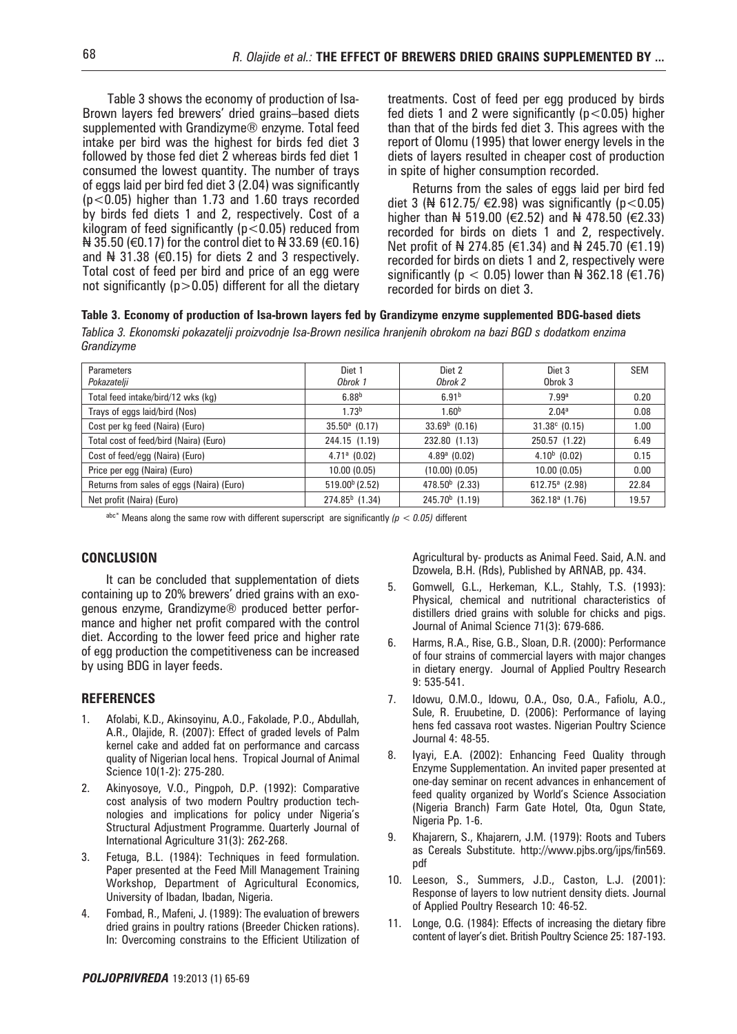Table 3 shows the economy of production of Isa-Brown layers fed brewers' dried grains–based diets supplemented with Grandizyme® enzyme. Total feed intake per bird was the highest for birds fed diet 3 followed by those fed diet 2 whereas birds fed diet 1 consumed the lowest quantity. The number of trays of eggs laid per bird fed diet 3 (2.04) was significantly ($p<0.05$) higher than 1.73 and 1.60 trays recorded by birds fed diets 1 and 2, respectively. Cost of a kilogram of feed significantly ($p<0.05$) reduced from ₦ 35.50 (€0.17) for the control diet to ₦ 33.69 (€0.16) and ₦ 31.38 (€0.15) for diets 2 and 3 respectively. Total cost of feed per bird and price of an egg were not significantly ($p>0.05$) different for all the dietary treatments. Cost of feed per egg produced by birds fed diets 1 and 2 were significantly ($p<0.05$) higher than that of the birds fed diet 3. This agrees with the report of Olomu (1995) that lower energy levels in the diets of layers resulted in cheaper cost of production in spite of higher consumption recorded.

Returns from the sales of eggs laid per bird fed diet 3 (₦ 612.75/ €2.98) was significantly ($p<0.05$) higher than ₦ 519.00 (€2.52) and ₦ 478.50 (€2.33) recorded for birds on diets 1 and 2, respectively. Net profit of ₦ 274.85 (€1.34) and ₦ 245.70 (€1.19) recorded for birds on diets 1 and 2, respectively were significantly ($p < 0.05$) lower than ₦ 362.18 (€1.76) recorded for birds on diet 3.

**Table 3. Economy of production of Isa-brown layers fed by Grandizyme enzyme supplemented BDG-based diets**

*Tablica 3. Ekonomski pokazatelji proizvodnje Isa-Brown nesilica hranjenih obrokom na bazi BGD s dodatkom enzima Grandizyme*

| Parameters *Pokazatelji* | Diet 1 *Obrok 1* | Diet 2 *Obrok 2* | Diet 3 Obrok 3 | SEM |
|---|---|---|---|---|
| Total feed intake/bird/12 wks (kg) | $6.88^{b}$ | $6.91^{b}$ | $7.99^{a}$ | 0.20 |
| Trays of eggs laid/bird (Nos) | $1.73^{b}$ | $1.60^{b}$ | $2.04^{a}$ | 0.08 |
| Cost per kg feed (Naira) (Euro) | $35.50^{a}$ (0.17) | $33.69^{b}$ (0.16) | $31.38^{c}$ (0.15) | 1.00 |
| Total cost of feed/bird (Naira) (Euro) | 244.15 (1.19) | 232.80 (1.13) | 250.57 (1.22) | 6.49 |
| Cost of feed/egg (Naira) (Euro) | $4.71^{a}$ (0.02) | $4.89^{a}$ (0.02) | $4.10^{b}$ (0.02) | 0.15 |
| Price per egg (Naira) (Euro) | 10.00 (0.05) | (10.00) (0.05) | 10.00 (0.05) | 0.00 |
| Returns from sales of eggs (Naira) (Euro) | $519.00^{b}$ (2.52) | $478.50^{b}$ (2.33) | $612.75^{a}$ (2.98) | 22.84 |
| Net profit (Naira) (Euro) | $274.85^{b}$ (1.34) | $245.70^{b}$ (1.19) | $362.18^{a}$ (1.76) | 19.57 |

[abc*] Means along the same row with different superscript are significantly *($p < 0.05$)* different

## CONCLUSION

It can be concluded that supplementation of diets containing up to 20% brewers' dried grains with an exogenous enzyme, Grandizyme® produced better performance and higher net profit compared with the control diet. According to the lower feed price and higher rate of egg production the competitiveness can be increased by using BDG in layer feeds.

## REFERENCES

1. Afolabi, K.D., Akinsoyinu, A.O., Fakolade, P.O., Abdullah, A.R., Olajide, R. (2007): Effect of graded levels of Palm kernel cake and added fat on performance and carcass quality of Nigerian local hens. Tropical Journal of Animal Science 10(1-2): 275-280.
2. Akinyosoye, V.O., Pingpoh, D.P. (1992): Comparative cost analysis of two modern Poultry production technologies and implications for policy under Nigeria's Structural Adjustment Programme. Quarterly Journal of International Agriculture 31(3): 262-268.
3. Fetuga, B.L. (1984): Techniques in feed formulation. Paper presented at the Feed Mill Management Training Workshop, Department of Agricultural Economics, University of Ibadan, Ibadan, Nigeria.
4. Fombad, R., Mafeni, J. (1989): The evaluation of brewers dried grains in poultry rations (Breeder Chicken rations). In: Overcoming constrains to the Efficient Utilization of Agricultural by- products as Animal Feed. Said, A.N. and Dzowela, B.H. (Rds), Published by ARNAB, pp. 434.
5. Gomwell, G.L., Herkeman, K.L., Stahly, T.S. (1993): Physical, chemical and nutritional characteristics of distillers dried grains with soluble for chicks and pigs. Journal of Animal Science 71(3): 679-686.
6. Harms, R.A., Rise, G.B., Sloan, D.R. (2000): Performance of four strains of commercial layers with major changes in dietary energy. Journal of Applied Poultry Research 9: 535-541.
7. Idowu, O.M.O., Idowu, O.A., Oso, O.A., Fafiolu, A.O., Sule, R. Eruubetine, D. (2006): Performance of laying hens fed cassava root wastes. Nigerian Poultry Science Journal 4: 48-55.
8. Iyayi, E.A. (2002): Enhancing Feed Quality through Enzyme Supplementation. An invited paper presented at one-day seminar on recent advances in enhancement of feed quality organized by World's Science Association (Nigeria Branch) Farm Gate Hotel, Ota, Ogun State, Nigeria Pp. 1-6.
9. Khajarern, S., Khajarern, J.M. (1979): Roots and Tubers as Cereals Substitute. http://www.pjbs.org/ijps/fin569.pdf
10. Leeson, S., Summers, J.D., Caston, L.J. (2001): Response of layers to low nutrient density diets. Journal of Applied Poultry Research 10: 46-52.
11. Longe, O.G. (1984): Effects of increasing the dietary fibre content of layer's diet. British Poultry Science 25: 187-193.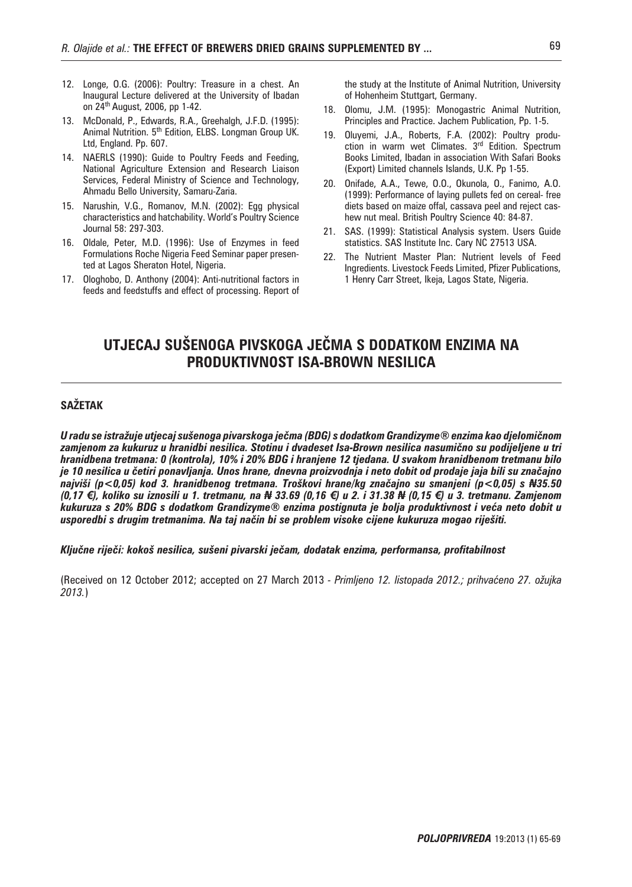12. Longe, O.G. (2006): Poultry: Treasure in a chest. An Inaugural Lecture delivered at the University of Ibadan on 24th August, 2006, pp 1-42.
13. McDonald, P., Edwards, R.A., Greehalgh, J.F.D. (1995): Animal Nutrition. 5th Edition, ELBS. Longman Group UK. Ltd, England. Pp. 607.
14. NAERLS (1990): Guide to Poultry Feeds and Feeding, National Agriculture Extension and Research Liaison Services, Federal Ministry of Science and Technology, Ahmadu Bello University, Samaru-Zaria.
15. Narushin, V.G., Romanov, M.N. (2002): Egg physical characteristics and hatchability. World's Poultry Science Journal 58: 297-303.
16. Oldale, Peter, M.D. (1996): Use of Enzymes in feed Formulations Roche Nigeria Feed Seminar paper presented at Lagos Sheraton Hotel, Nigeria.
17. Ologhobo, D. Anthony (2004): Anti-nutritional factors in feeds and feedstuffs and effect of processing. Report of the study at the Institute of Animal Nutrition, University of Hohenheim Stuttgart, Germany.
18. Olomu, J.M. (1995): Monogastric Animal Nutrition, Principles and Practice. Jachem Publication, Pp. 1-5.
19. Oluyemi, J.A., Roberts, F.A. (2002): Poultry production in warm wet Climates. 3rd Edition. Spectrum Books Limited, Ibadan in association With Safari Books (Export) Limited channels Islands, U.K. Pp 1-55.
20. Onifade, A.A., Tewe, O.O., Okunola, O., Fanimo, A.O. (1999): Performance of laying pullets fed on cereal- free diets based on maize offal, cassava peel and reject cashew nut meal. British Poultry Science 40: 84-87.
21. SAS. (1999): Statistical Analysis system. Users Guide statistics. SAS Institute Inc. Cary NC 27513 USA.
22. The Nutrient Master Plan: Nutrient levels of Feed Ingredients. Livestock Feeds Limited, Pfizer Publications, 1 Henry Carr Street, Ikeja, Lagos State, Nigeria.

# UTJECAJ SUŠENOGA PIVSKOGA JEČMA S DODATKOM ENZIMA NA PRODUKTIVNOST ISA-BROWN NESILICA

## SAŽETAK

***U radu se istražuje utjecaj sušenoga pivarskoga ječma (BDG) s dodatkom Grandizyme® enzima kao djelomičnom zamjenom za kukuruz u hranidbi nesilica. Stotinu i dvadeset Isa-Brown nesilica nasumično su podijeljene u tri hranidbena tretmana: 0 (kontrola), 10% i 20% BDG i hranjene 12 tjedana. U svakom hranidbenom tretmanu bilo je 10 nesilica u četiri ponavljanja. Unos hrane, dnevna proizvodnja i neto dobit od prodaje jaja bili su značajno najviši (p<0,05) kod 3. hranidbenog tretmana. Troškovi hrane/kg značajno su smanjeni (p<0,05) s ₦35.50 (0,17 €), koliko su iznosili u 1. tretmanu, na ₦ 33.69 (0,16 €) u 2. i 31.38 ₦ (0,15 €) u 3. tretmanu. Zamjenom kukuruza s 20% BDG s dodatkom Grandizyme® enzima postignuta je bolja produktivnost i veća neto dobit u usporedbi s drugim tretmanima. Na taj način bi se problem visoke cijene kukuruza mogao riješiti.***

***Ključne riječi: kokoš nesilica, sušeni pivarski ječam, dodatak enzima, performansa, profitabilnost***

(Received on 12 October 2012; accepted on 27 March 2013 - *Primljeno 12. listopada 2012.; prihvaćeno 27. ožujka 2013.*)